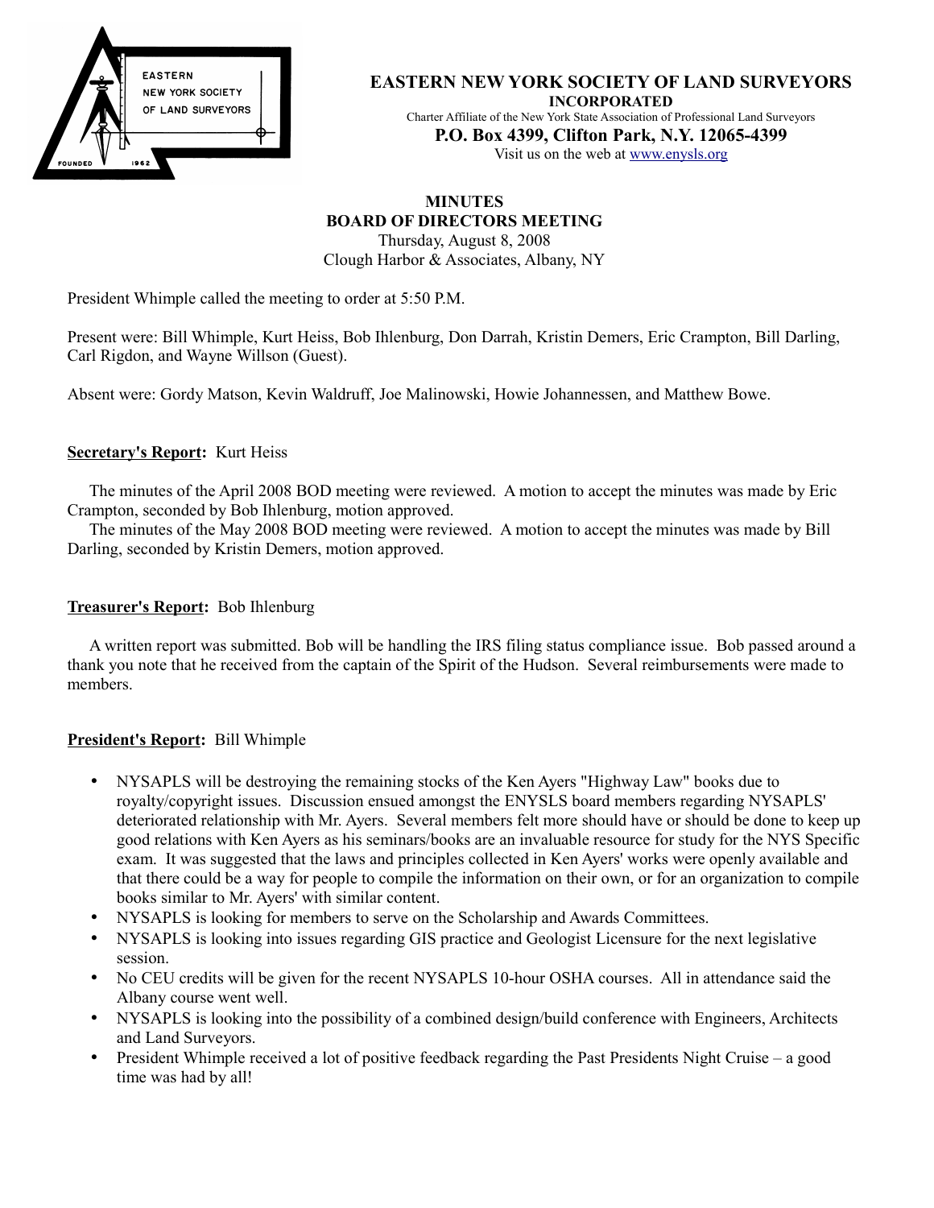EASTERN NEW YORK SOCIETY OF LAND SURVEYORS

FOUNDED 1962

# EASTERN NEW YORK SOCIETY OF LAND SURVEYORS

**INCORPORATED**

Charter Affiliate of the New York State Association of Professional Land Surveyors

**P.O. Box 4399, Clifton Park, N.Y. 12065-4399**

Visit us on the web at www.enysls.org

## MINUTES
## BOARD OF DIRECTORS MEETING

Thursday, August 8, 2008
Clough Harbor & Associates, Albany, NY

President Whimple called the meeting to order at 5:50 P.M.

Present were: Bill Whimple, Kurt Heiss, Bob Ihlenburg, Don Darrah, Kristin Demers, Eric Crampton, Bill Darling, Carl Rigdon, and Wayne Willson (Guest).

Absent were: Gordy Matson, Kevin Waldruff, Joe Malinowski, Howie Johannessen, and Matthew Bowe.

**Secretary's Report:** Kurt Heiss

The minutes of the April 2008 BOD meeting were reviewed. A motion to accept the minutes was made by Eric Crampton, seconded by Bob Ihlenburg, motion approved.

The minutes of the May 2008 BOD meeting were reviewed. A motion to accept the minutes was made by Bill Darling, seconded by Kristin Demers, motion approved.

**Treasurer's Report:** Bob Ihlenburg

A written report was submitted. Bob will be handling the IRS filing status compliance issue. Bob passed around a thank you note that he received from the captain of the Spirit of the Hudson. Several reimbursements were made to members.

**President's Report:** Bill Whimple

- NYSAPLS will be destroying the remaining stocks of the Ken Ayers "Highway Law" books due to royalty/copyright issues. Discussion ensued amongst the ENYSLS board members regarding NYSAPLS' deteriorated relationship with Mr. Ayers. Several members felt more should have or should be done to keep up good relations with Ken Ayers as his seminars/books are an invaluable resource for study for the NYS Specific exam. It was suggested that the laws and principles collected in Ken Ayers' works were openly available and that there could be a way for people to compile the information on their own, or for an organization to compile books similar to Mr. Ayers' with similar content.
- NYSAPLS is looking for members to serve on the Scholarship and Awards Committees.
- NYSAPLS is looking into issues regarding GIS practice and Geologist Licensure for the next legislative session.
- No CEU credits will be given for the recent NYSAPLS 10-hour OSHA courses. All in attendance said the Albany course went well.
- NYSAPLS is looking into the possibility of a combined design/build conference with Engineers, Architects and Land Surveyors.
- President Whimple received a lot of positive feedback regarding the Past Presidents Night Cruise – a good time was had by all!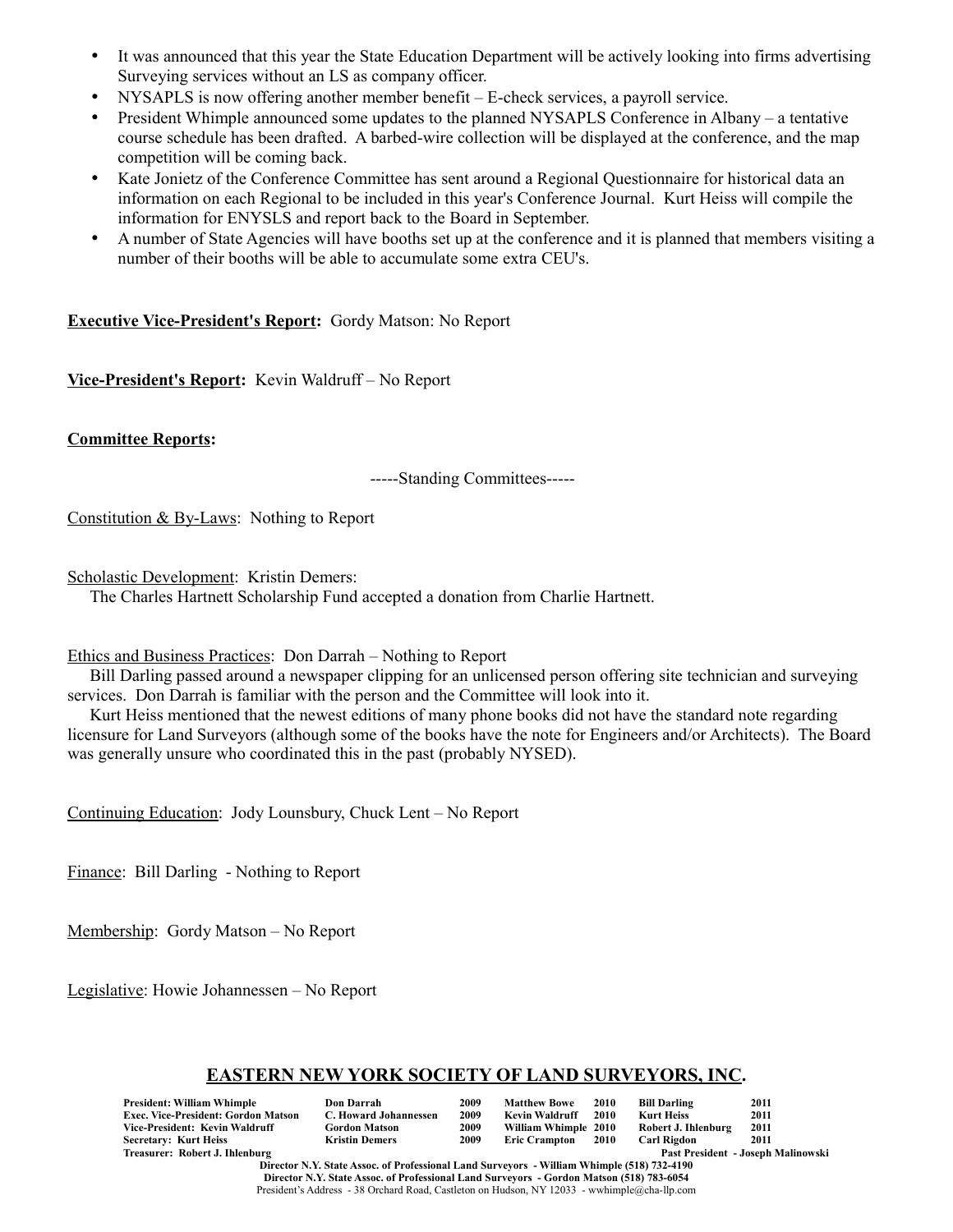- It was announced that this year the State Education Department will be actively looking into firms advertising Surveying services without an LS as company officer.
- NYSAPLS is now offering another member benefit – E-check services, a payroll service.
- President Whimple announced some updates to the planned NYSAPLS Conference in Albany – a tentative course schedule has been drafted. A barbed-wire collection will be displayed at the conference, and the map competition will be coming back.
- Kate Jonietz of the Conference Committee has sent around a Regional Questionnaire for historical data an information on each Regional to be included in this year's Conference Journal. Kurt Heiss will compile the information for ENYSLS and report back to the Board in September.
- A number of State Agencies will have booths set up at the conference and it is planned that members visiting a number of their booths will be able to accumulate some extra CEU's.

**<u>Executive Vice-President's Report</u>:** Gordy Matson: No Report

**<u>Vice-President's Report</u>:** Kevin Waldruff – No Report

**<u>Committee Reports</u>:**

-----Standing Committees-----

<u>Constitution & By-Laws</u>: Nothing to Report

<u>Scholastic Development</u>: Kristin Demers:

The Charles Hartnett Scholarship Fund accepted a donation from Charlie Hartnett.

<u>Ethics and Business Practices</u>: Don Darrah – Nothing to Report

Bill Darling passed around a newspaper clipping for an unlicensed person offering site technician and surveying services. Don Darrah is familiar with the person and the Committee will look into it.

Kurt Heiss mentioned that the newest editions of many phone books did not have the standard note regarding licensure for Land Surveyors (although some of the books have the note for Engineers and/or Architects). The Board was generally unsure who coordinated this in the past (probably NYSED).

<u>Continuing Education</u>: Jody Lounsbury, Chuck Lent – No Report

<u>Finance</u>: Bill Darling - Nothing to Report

<u>Membership</u>: Gordy Matson – No Report

<u>Legislative</u>: Howie Johannessen – No Report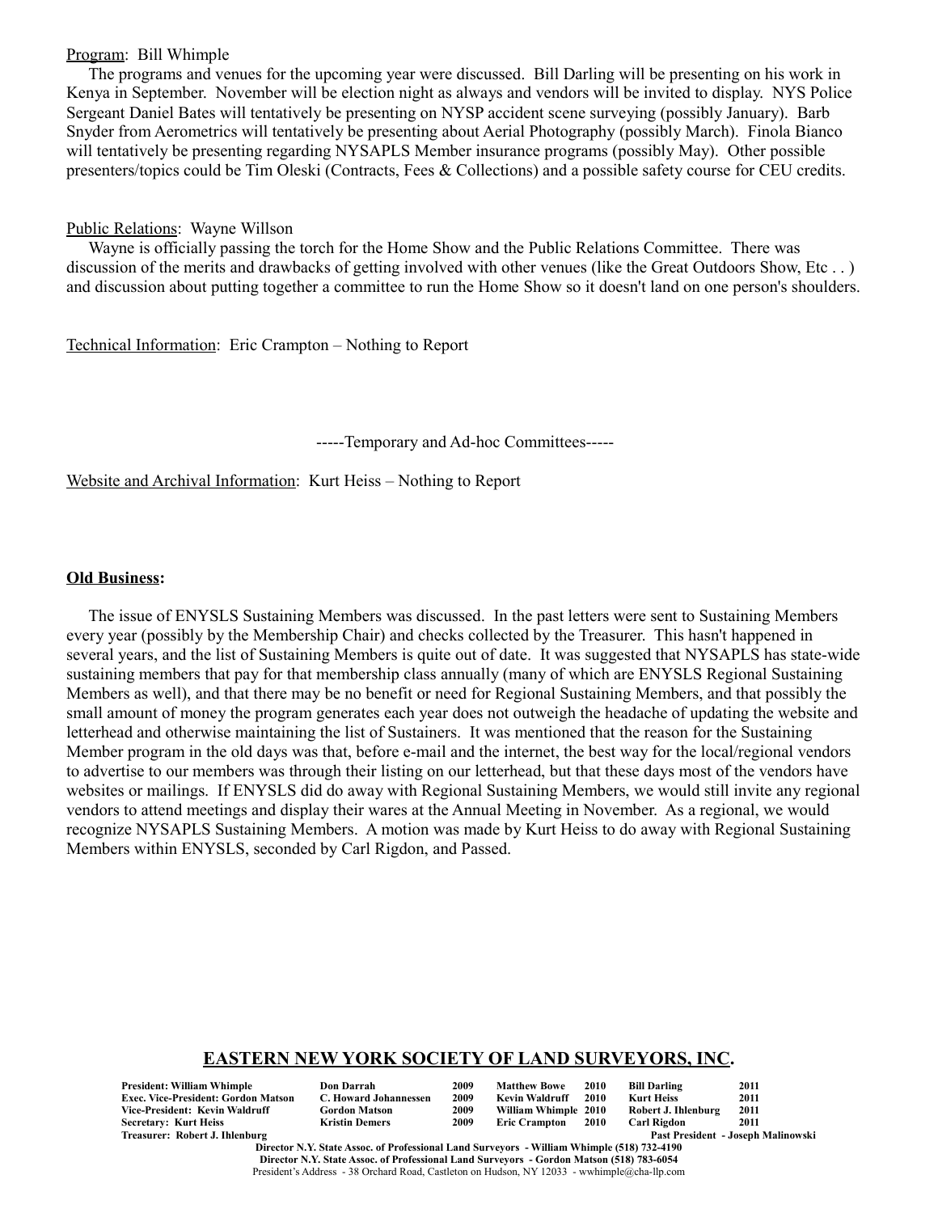Program: Bill Whimple

The programs and venues for the upcoming year were discussed. Bill Darling will be presenting on his work in Kenya in September. November will be election night as always and vendors will be invited to display. NYS Police Sergeant Daniel Bates will tentatively be presenting on NYSP accident scene surveying (possibly January). Barb Snyder from Aerometrics will tentatively be presenting about Aerial Photography (possibly March). Finola Bianco will tentatively be presenting regarding NYSAPLS Member insurance programs (possibly May). Other possible presenters/topics could be Tim Oleski (Contracts, Fees & Collections) and a possible safety course for CEU credits.

Public Relations: Wayne Willson

Wayne is officially passing the torch for the Home Show and the Public Relations Committee. There was discussion of the merits and drawbacks of getting involved with other venues (like the Great Outdoors Show, Etc . . ) and discussion about putting together a committee to run the Home Show so it doesn't land on one person's shoulders.

Technical Information: Eric Crampton – Nothing to Report

-----Temporary and Ad-hoc Committees-----

Website and Archival Information: Kurt Heiss – Nothing to Report

**Old Business:**

The issue of ENYSLS Sustaining Members was discussed. In the past letters were sent to Sustaining Members every year (possibly by the Membership Chair) and checks collected by the Treasurer. This hasn't happened in several years, and the list of Sustaining Members is quite out of date. It was suggested that NYSAPLS has state-wide sustaining members that pay for that membership class annually (many of which are ENYSLS Regional Sustaining Members as well), and that there may be no benefit or need for Regional Sustaining Members, and that possibly the small amount of money the program generates each year does not outweigh the headache of updating the website and letterhead and otherwise maintaining the list of Sustainers. It was mentioned that the reason for the Sustaining Member program in the old days was that, before e-mail and the internet, the best way for the local/regional vendors to advertise to our members was through their listing on our letterhead, but that these days most of the vendors have websites or mailings. If ENYSLS did do away with Regional Sustaining Members, we would still invite any regional vendors to attend meetings and display their wares at the Annual Meeting in November. As a regional, we would recognize NYSAPLS Sustaining Members. A motion was made by Kurt Heiss to do away with Regional Sustaining Members within ENYSLS, seconded by Carl Rigdon, and Passed.

## EASTERN NEW YORK SOCIETY OF LAND SURVEYORS, INC.

| | | | | | | |
|---|---|---|---|---|---|---|
| **President: William Whimple** | **Don Darrah** | **2009** | **Matthew Bowe** | **2010** | **Bill Darling** | **2011** |
| **Exec. Vice-President: Gordon Matson** | **C. Howard Johannessen** | **2009** | **Kevin Waldruff** | **2010** | **Kurt Heiss** | **2011** |
| **Vice-President: Kevin Waldruff** | **Gordon Matson** | **2009** | **William Whimple** | **2010** | **Robert J. Ihlenburg** | **2011** |
| **Secretary: Kurt Heiss** | **Kristin Demers** | **2009** | **Eric Crampton** | **2010** | **Carl Rigdon** | **2011** |
| **Treasurer: Robert J. Ihlenburg** | | | | | **Past President - Joseph Malinowski** | |

**Director N.Y. State Assoc. of Professional Land Surveyors - William Whimple (518) 732-4190**
**Director N.Y. State Assoc. of Professional Land Surveyors - Gordon Matson (518) 783-6054**
President's Address - 38 Orchard Road, Castleton on Hudson, NY 12033 - wwhimple@cha-llp.com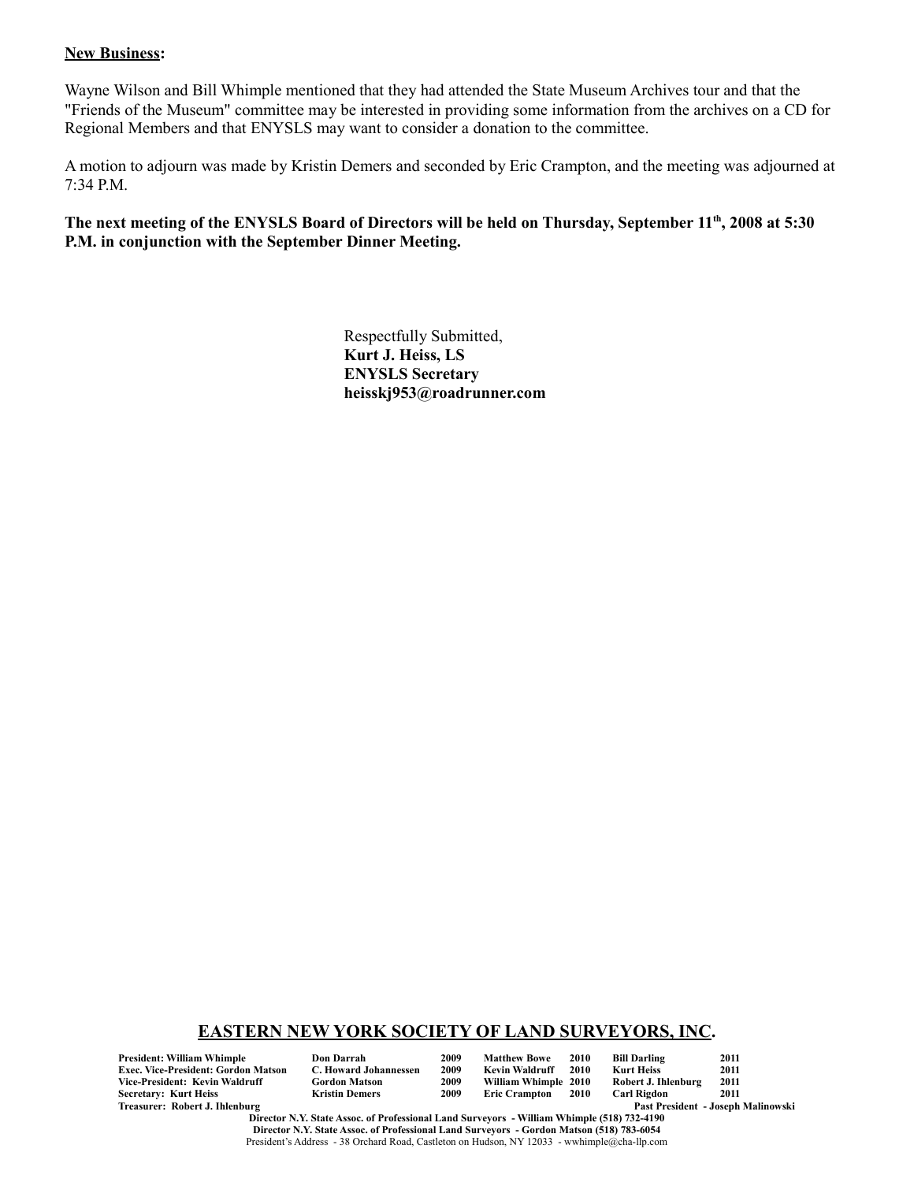**New Business:**

Wayne Wilson and Bill Whimple mentioned that they had attended the State Museum Archives tour and that the "Friends of the Museum" committee may be interested in providing some information from the archives on a CD for Regional Members and that ENYSLS may want to consider a donation to the committee.

A motion to adjourn was made by Kristin Demers and seconded by Eric Crampton, and the meeting was adjourned at 7:34 P.M.

**The next meeting of the ENYSLS Board of Directors will be held on Thursday, September 11th, 2008 at 5:30 P.M. in conjunction with the September Dinner Meeting.**

Respectfully Submitted,
**Kurt J. Heiss, LS**
**ENYSLS Secretary**
**heisskj953@roadrunner.com**

## EASTERN NEW YORK SOCIETY OF LAND SURVEYORS, INC.

| | | | | | | | |
|---|---|---|---|---|---|---|---|
| **President: William Whimple** | **Don Darrah** | **2009** | **Matthew Bowe** | **2010** | **Bill Darling** | **2011** |
| **Exec. Vice-President: Gordon Matson** | **C. Howard Johannessen** | **2009** | **Kevin Waldruff** | **2010** | **Kurt Heiss** | **2011** |
| **Vice-President: Kevin Waldruff** | **Gordon Matson** | **2009** | **William Whimple** | **2010** | **Robert J. Ihlenburg** | **2011** |
| **Secretary: Kurt Heiss** | **Kristin Demers** | **2009** | **Eric Crampton** | **2010** | **Carl Rigdon** | **2011** |
| **Treasurer: Robert J. Ihlenburg** | | | | | **Past President - Joseph Malinowski** | |

**Director N.Y. State Assoc. of Professional Land Surveyors - William Whimple (518) 732-4190**
**Director N.Y. State Assoc. of Professional Land Surveyors - Gordon Matson (518) 783-6054**
President's Address - 38 Orchard Road, Castleton on Hudson, NY 12033 - wwhimple@cha-llp.com